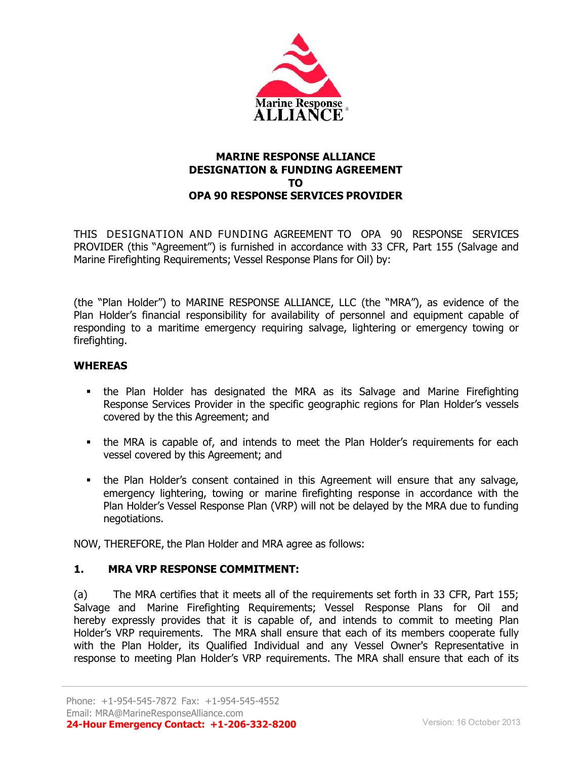**MARINE RESPONSE ALLIANCE**
**DESIGNATION & FUNDING AGREEMENT**
**TO**
**OPA 90 RESPONSE SERVICES PROVIDER**

THIS DESIGNATION AND FUNDING AGREEMENT TO OPA 90 RESPONSE SERVICES PROVIDER (this "Agreement") is furnished in accordance with 33 CFR, Part 155 (Salvage and Marine Firefighting Requirements; Vessel Response Plans for Oil) by:

(the "Plan Holder") to MARINE RESPONSE ALLIANCE, LLC (the "MRA"), as evidence of the Plan Holder's financial responsibility for availability of personnel and equipment capable of responding to a maritime emergency requiring salvage, lightering or emergency towing or firefighting.

**WHEREAS**

- the Plan Holder has designated the MRA as its Salvage and Marine Firefighting Response Services Provider in the specific geographic regions for Plan Holder's vessels covered by the this Agreement; and
- the MRA is capable of, and intends to meet the Plan Holder's requirements for each vessel covered by this Agreement; and
- the Plan Holder's consent contained in this Agreement will ensure that any salvage, emergency lightering, towing or marine firefighting response in accordance with the Plan Holder's Vessel Response Plan (VRP) will not be delayed by the MRA due to funding negotiations.

NOW, THEREFORE, the Plan Holder and MRA agree as follows:

**1. MRA VRP RESPONSE COMMITMENT:**

(a) The MRA certifies that it meets all of the requirements set forth in 33 CFR, Part 155; Salvage and Marine Firefighting Requirements; Vessel Response Plans for Oil and hereby expressly provides that it is capable of, and intends to commit to meeting Plan Holder's VRP requirements. The MRA shall ensure that each of its members cooperate fully with the Plan Holder, its Qualified Individual and any Vessel Owner's Representative in response to meeting Plan Holder's VRP requirements. The MRA shall ensure that each of its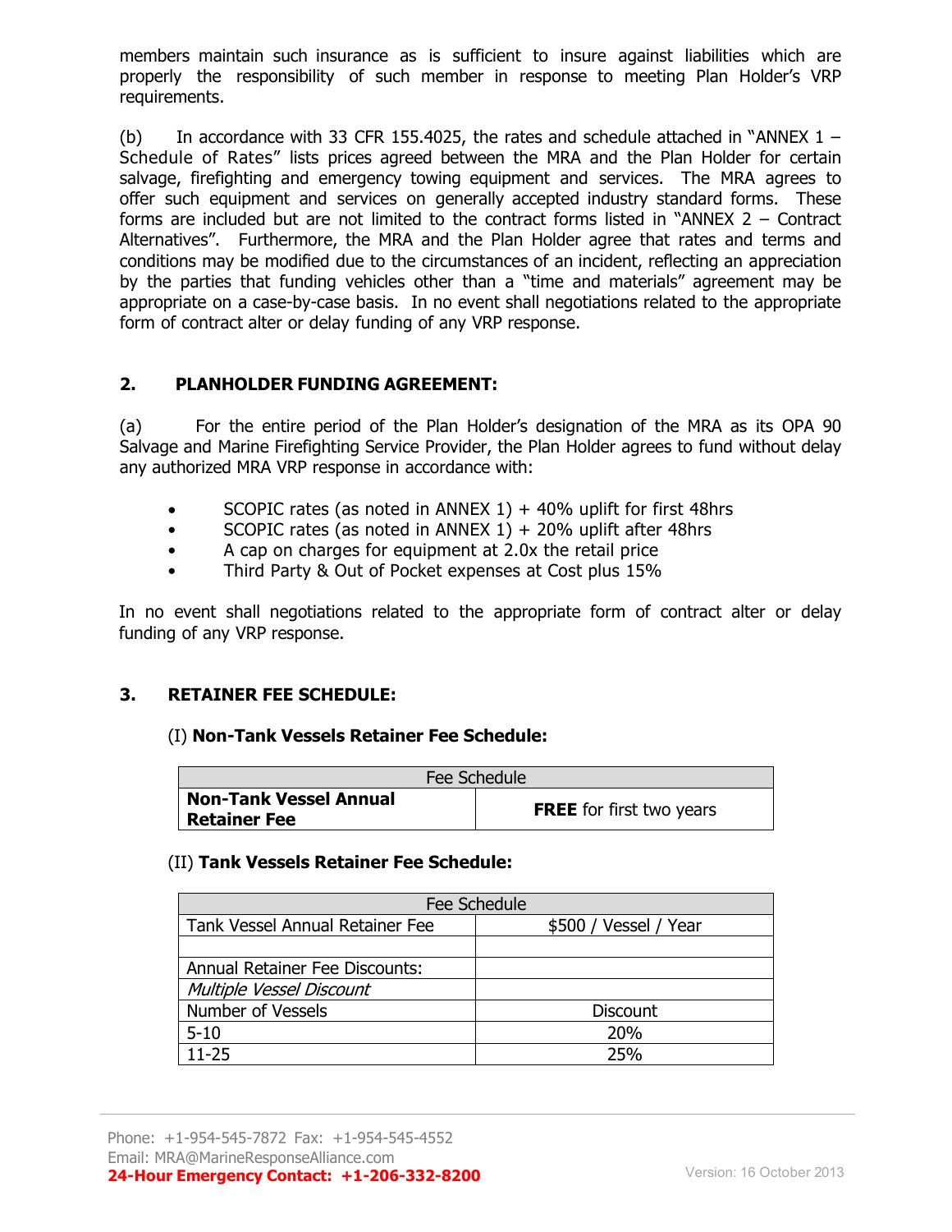members maintain such insurance as is sufficient to insure against liabilities which are properly the responsibility of such member in response to meeting Plan Holder's VRP requirements.

(b) In accordance with 33 CFR 155.4025, the rates and schedule attached in "ANNEX 1 – Schedule of Rates" lists prices agreed between the MRA and the Plan Holder for certain salvage, firefighting and emergency towing equipment and services. The MRA agrees to offer such equipment and services on generally accepted industry standard forms. These forms are included but are not limited to the contract forms listed in "ANNEX 2 – Contract Alternatives". Furthermore, the MRA and the Plan Holder agree that rates and terms and conditions may be modified due to the circumstances of an incident, reflecting an appreciation by the parties that funding vehicles other than a "time and materials" agreement may be appropriate on a case-by-case basis. In no event shall negotiations related to the appropriate form of contract alter or delay funding of any VRP response.

## 2. PLANHOLDER FUNDING AGREEMENT:

(a) For the entire period of the Plan Holder's designation of the MRA as its OPA 90 Salvage and Marine Firefighting Service Provider, the Plan Holder agrees to fund without delay any authorized MRA VRP response in accordance with:

- SCOPIC rates (as noted in ANNEX 1) + 40% uplift for first 48hrs
- SCOPIC rates (as noted in ANNEX 1) + 20% uplift after 48hrs
- A cap on charges for equipment at 2.0x the retail price
- Third Party & Out of Pocket expenses at Cost plus 15%

In no event shall negotiations related to the appropriate form of contract alter or delay funding of any VRP response.

## 3. RETAINER FEE SCHEDULE:

### (I) Non-Tank Vessels Retainer Fee Schedule:

| Fee Schedule | |
|---|---|
| **Non-Tank Vessel Annual Retainer Fee** | **FREE** for first two years |

### (II) Tank Vessels Retainer Fee Schedule:

| Fee Schedule | |
|---|---|
| Tank Vessel Annual Retainer Fee | $500 / Vessel / Year |
| | |
| Annual Retainer Fee Discounts: | |
| *Multiple Vessel Discount* | |
| Number of Vessels | Discount |
| 5-10 | 20% |
| 11-25 | 25% |

Phone: +1-954-545-7872 Fax: +1-954-545-4552
Email: MRA@MarineResponseAlliance.com
**24-Hour Emergency Contact: +1-206-332-8200**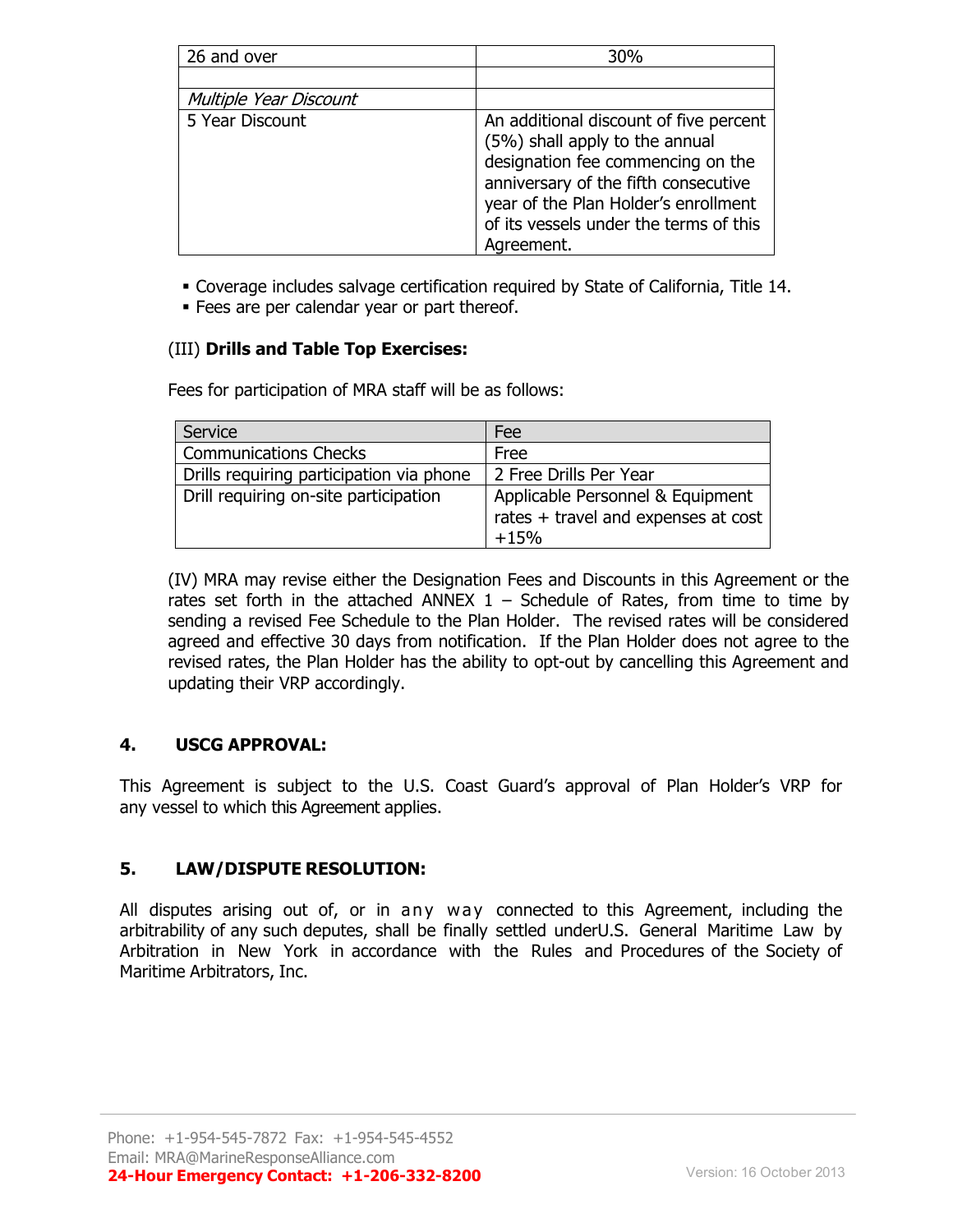| 26 and over | 30% |
| --- | --- |
| | |
| *Multiple Year Discount* | |
| 5 Year Discount | An additional discount of five percent (5%) shall apply to the annual designation fee commencing on the anniversary of the fifth consecutive year of the Plan Holder's enrollment of its vessels under the terms of this Agreement. |

- Coverage includes salvage certification required by State of California, Title 14.
- Fees are per calendar year or part thereof.

(III) **Drills and Table Top Exercises:**

Fees for participation of MRA staff will be as follows:

| Service | Fee |
| --- | --- |
| Communications Checks | Free |
| Drills requiring participation via phone | 2 Free Drills Per Year |
| Drill requiring on-site participation | Applicable Personnel & Equipment rates + travel and expenses at cost +15% |

(IV) MRA may revise either the Designation Fees and Discounts in this Agreement or the rates set forth in the attached ANNEX 1 – Schedule of Rates, from time to time by sending a revised Fee Schedule to the Plan Holder. The revised rates will be considered agreed and effective 30 days from notification. If the Plan Holder does not agree to the revised rates, the Plan Holder has the ability to opt-out by cancelling this Agreement and updating their VRP accordingly.

## 4. USCG APPROVAL:

This Agreement is subject to the U.S. Coast Guard's approval of Plan Holder's VRP for any vessel to which this Agreement applies.

## 5. LAW/DISPUTE RESOLUTION:

All disputes arising out of, or in any way connected to this Agreement, including the arbitrability of any such deputes, shall be finally settled underU.S. General Maritime Law by Arbitration in New York in accordance with the Rules and Procedures of the Society of Maritime Arbitrators, Inc.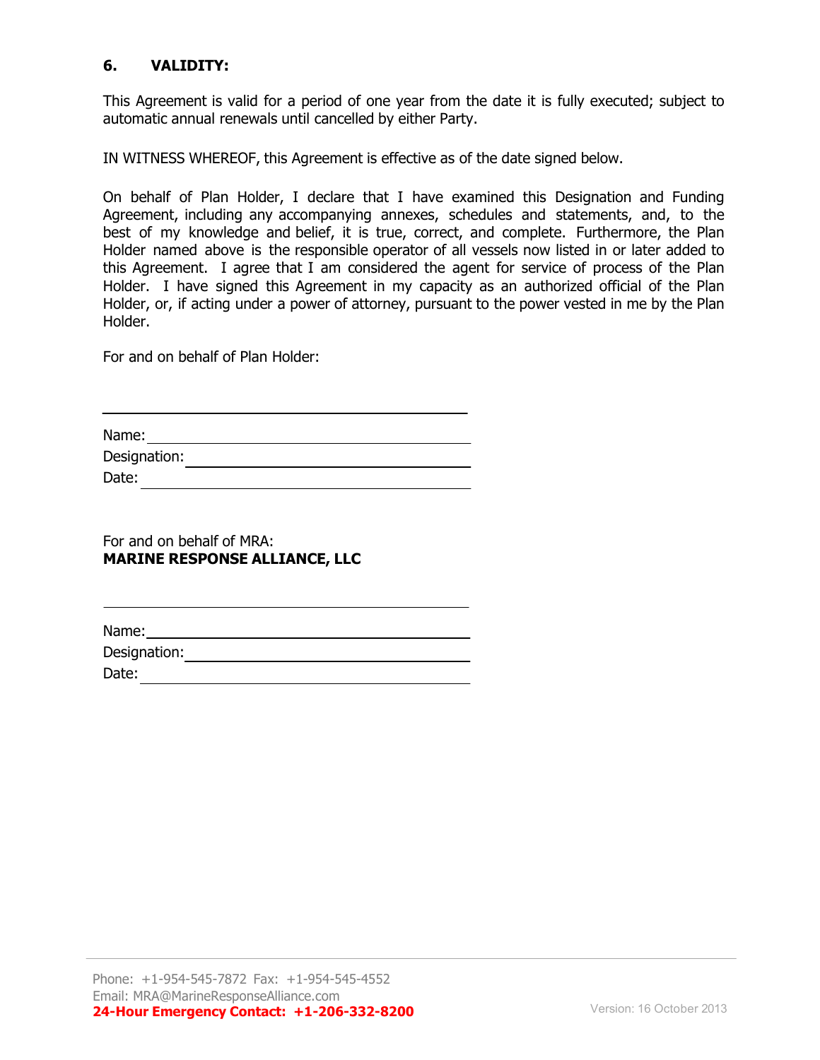## 6. VALIDITY:

This Agreement is valid for a period of one year from the date it is fully executed; subject to automatic annual renewals until cancelled by either Party.

IN WITNESS WHEREOF, this Agreement is effective as of the date signed below.

On behalf of Plan Holder, I declare that I have examined this Designation and Funding Agreement, including any accompanying annexes, schedules and statements, and, to the best of my knowledge and belief, it is true, correct, and complete. Furthermore, the Plan Holder named above is the responsible operator of all vessels now listed in or later added to this Agreement. I agree that I am considered the agent for service of process of the Plan Holder. I have signed this Agreement in my capacity as an authorized official of the Plan Holder, or, if acting under a power of attorney, pursuant to the power vested in me by the Plan Holder.

For and on behalf of Plan Holder:

\_\_\_\_\_\_\_\_\_\_\_\_\_\_\_\_\_\_\_\_\_\_\_\_\_\_\_\_\_\_\_\_\_\_\_\_\_\_\_\_

Name: \_\_\_\_\_\_\_\_\_\_\_\_\_\_\_\_\_\_\_\_\_\_\_\_\_\_\_\_\_\_\_\_\_\_\_

Designation: \_\_\_\_\_\_\_\_\_\_\_\_\_\_\_\_\_\_\_\_\_\_\_\_\_\_\_\_\_\_

Date: \_\_\_\_\_\_\_\_\_\_\_\_\_\_\_\_\_\_\_\_\_\_\_\_\_\_\_\_\_\_\_\_\_\_\_\_

For and on behalf of MRA:
**MARINE RESPONSE ALLIANCE, LLC**

\_\_\_\_\_\_\_\_\_\_\_\_\_\_\_\_\_\_\_\_\_\_\_\_\_\_\_\_\_\_\_\_\_\_\_\_\_\_\_\_

Name: \_\_\_\_\_\_\_\_\_\_\_\_\_\_\_\_\_\_\_\_\_\_\_\_\_\_\_\_\_\_\_\_\_\_\_

Designation: \_\_\_\_\_\_\_\_\_\_\_\_\_\_\_\_\_\_\_\_\_\_\_\_\_\_\_\_\_\_

Date: \_\_\_\_\_\_\_\_\_\_\_\_\_\_\_\_\_\_\_\_\_\_\_\_\_\_\_\_\_\_\_\_\_\_\_\_

Phone: +1-954-545-7872 Fax: +1-954-545-4552
Email: MRA@MarineResponseAlliance.com
**24-Hour Emergency Contact: +1-206-332-8200**

Version: 16 October 2013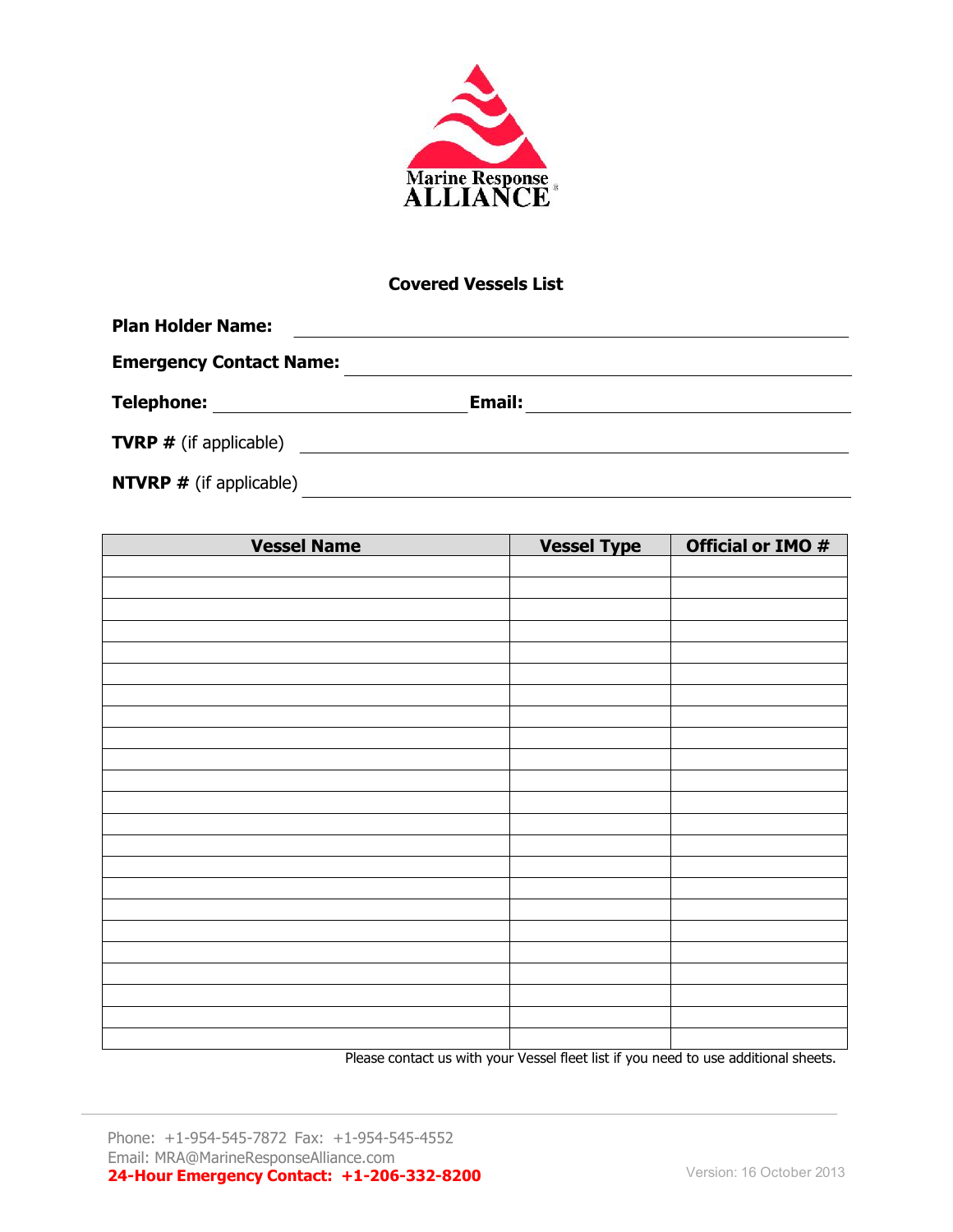Marine Response ALLIANCE

## Covered Vessels List

**Plan Holder Name:** ______________________________

**Emergency Contact Name:** ______________________________

**Telephone:** ______________________ **Email:** ______________________

**TVRP #** (if applicable) ______________________________

**NTVRP #** (if applicable) ______________________________

| Vessel Name | Vessel Type | Official or IMO # |
|---|---|---|
| | | |
| | | |
| | | |
| | | |
| | | |
| | | |
| | | |
| | | |
| | | |
| | | |
| | | |
| | | |
| | | |
| | | |
| | | |
| | | |
| | | |
| | | |
| | | |
| | | |
| | | |
| | | |
| | | |

Please contact us with your Vessel fleet list if you need to use additional sheets.

Phone: +1-954-545-7872 Fax: +1-954-545-4552
Email: MRA@MarineResponseAlliance.com
**24-Hour Emergency Contact: +1-206-332-8200**

Version: 16 October 2013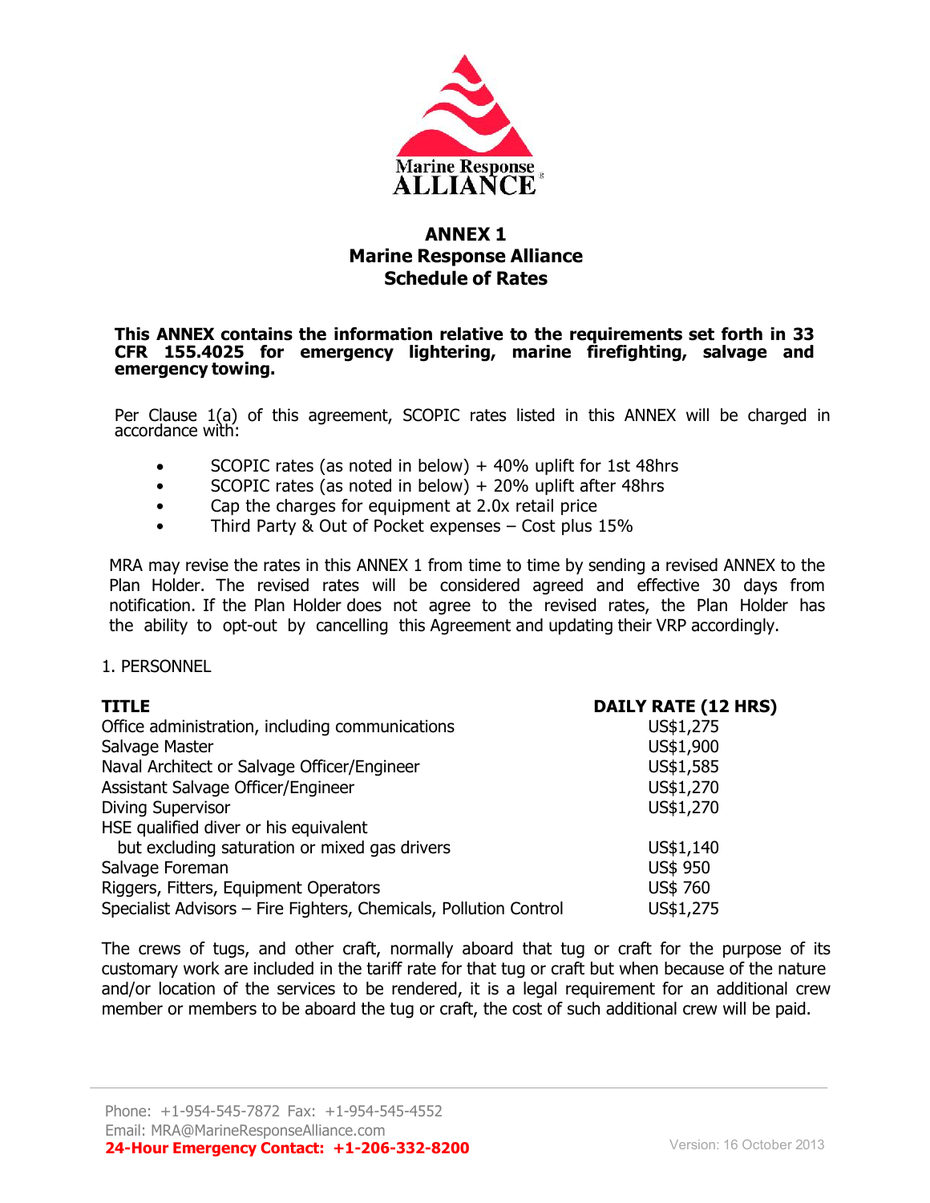# ANNEX 1
## Marine Response Alliance
## Schedule of Rates

**This ANNEX contains the information relative to the requirements set forth in 33 CFR 155.4025 for emergency lightering, marine firefighting, salvage and emergency towing.**

Per Clause 1(a) of this agreement, SCOPIC rates listed in this ANNEX will be charged in accordance with:

- SCOPIC rates (as noted in below) + 40% uplift for 1st 48hrs
- SCOPIC rates (as noted in below) + 20% uplift after 48hrs
- Cap the charges for equipment at 2.0x retail price
- Third Party & Out of Pocket expenses – Cost plus 15%

MRA may revise the rates in this ANNEX 1 from time to time by sending a revised ANNEX to the Plan Holder. The revised rates will be considered agreed and effective 30 days from notification. If the Plan Holder does not agree to the revised rates, the Plan Holder has the ability to opt-out by cancelling this Agreement and updating their VRP accordingly.

1. PERSONNEL

| TITLE | DAILY RATE (12 HRS) |
|---|---|
| Office administration, including communications | US$1,275 |
| Salvage Master | US$1,900 |
| Naval Architect or Salvage Officer/Engineer | US$1,585 |
| Assistant Salvage Officer/Engineer | US$1,270 |
| Diving Supervisor | US$1,270 |
| HSE qualified diver or his equivalent but excluding saturation or mixed gas drivers | US$1,140 |
| Salvage Foreman | US$ 950 |
| Riggers, Fitters, Equipment Operators | US$ 760 |
| Specialist Advisors – Fire Fighters, Chemicals, Pollution Control | US$1,275 |

The crews of tugs, and other craft, normally aboard that tug or craft for the purpose of its customary work are included in the tariff rate for that tug or craft but when because of the nature and/or location of the services to be rendered, it is a legal requirement for an additional crew member or members to be aboard the tug or craft, the cost of such additional crew will be paid.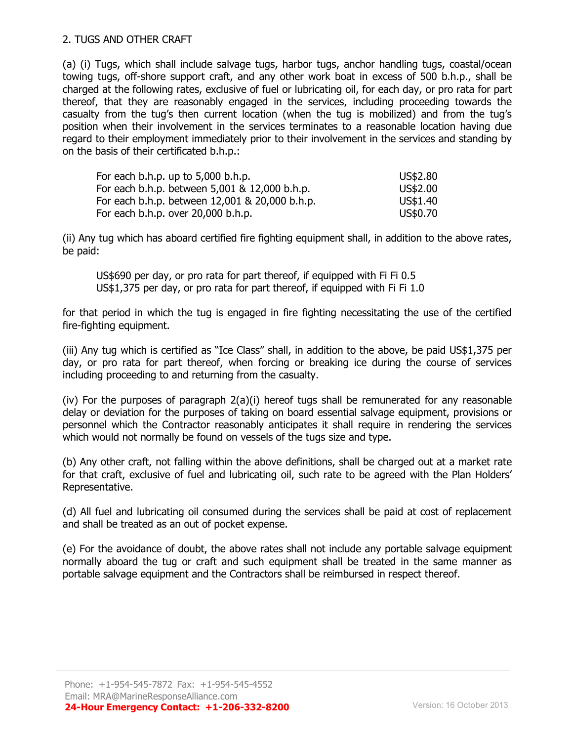## 2. TUGS AND OTHER CRAFT

(a) (i) Tugs, which shall include salvage tugs, harbor tugs, anchor handling tugs, coastal/ocean towing tugs, off-shore support craft, and any other work boat in excess of 500 b.h.p., shall be charged at the following rates, exclusive of fuel or lubricating oil, for each day, or pro rata for part thereof, that they are reasonably engaged in the services, including proceeding towards the casualty from the tug's then current location (when the tug is mobilized) and from the tug's position when their involvement in the services terminates to a reasonable location having due regard to their employment immediately prior to their involvement in the services and standing by on the basis of their certificated b.h.p.:

| | |
|---|---|
| For each b.h.p. up to 5,000 b.h.p. | US$2.80 |
| For each b.h.p. between 5,001 & 12,000 b.h.p. | US$2.00 |
| For each b.h.p. between 12,001 & 20,000 b.h.p. | US$1.40 |
| For each b.h.p. over 20,000 b.h.p. | US$0.70 |

(ii) Any tug which has aboard certified fire fighting equipment shall, in addition to the above rates, be paid:

US$690 per day, or pro rata for part thereof, if equipped with Fi Fi 0.5
US$1,375 per day, or pro rata for part thereof, if equipped with Fi Fi 1.0

for that period in which the tug is engaged in fire fighting necessitating the use of the certified fire-fighting equipment.

(iii) Any tug which is certified as "Ice Class" shall, in addition to the above, be paid US$1,375 per day, or pro rata for part thereof, when forcing or breaking ice during the course of services including proceeding to and returning from the casualty.

(iv) For the purposes of paragraph 2(a)(i) hereof tugs shall be remunerated for any reasonable delay or deviation for the purposes of taking on board essential salvage equipment, provisions or personnel which the Contractor reasonably anticipates it shall require in rendering the services which would not normally be found on vessels of the tugs size and type.

(b) Any other craft, not falling within the above definitions, shall be charged out at a market rate for that craft, exclusive of fuel and lubricating oil, such rate to be agreed with the Plan Holders' Representative.

(d) All fuel and lubricating oil consumed during the services shall be paid at cost of replacement and shall be treated as an out of pocket expense.

(e) For the avoidance of doubt, the above rates shall not include any portable salvage equipment normally aboard the tug or craft and such equipment shall be treated in the same manner as portable salvage equipment and the Contractors shall be reimbursed in respect thereof.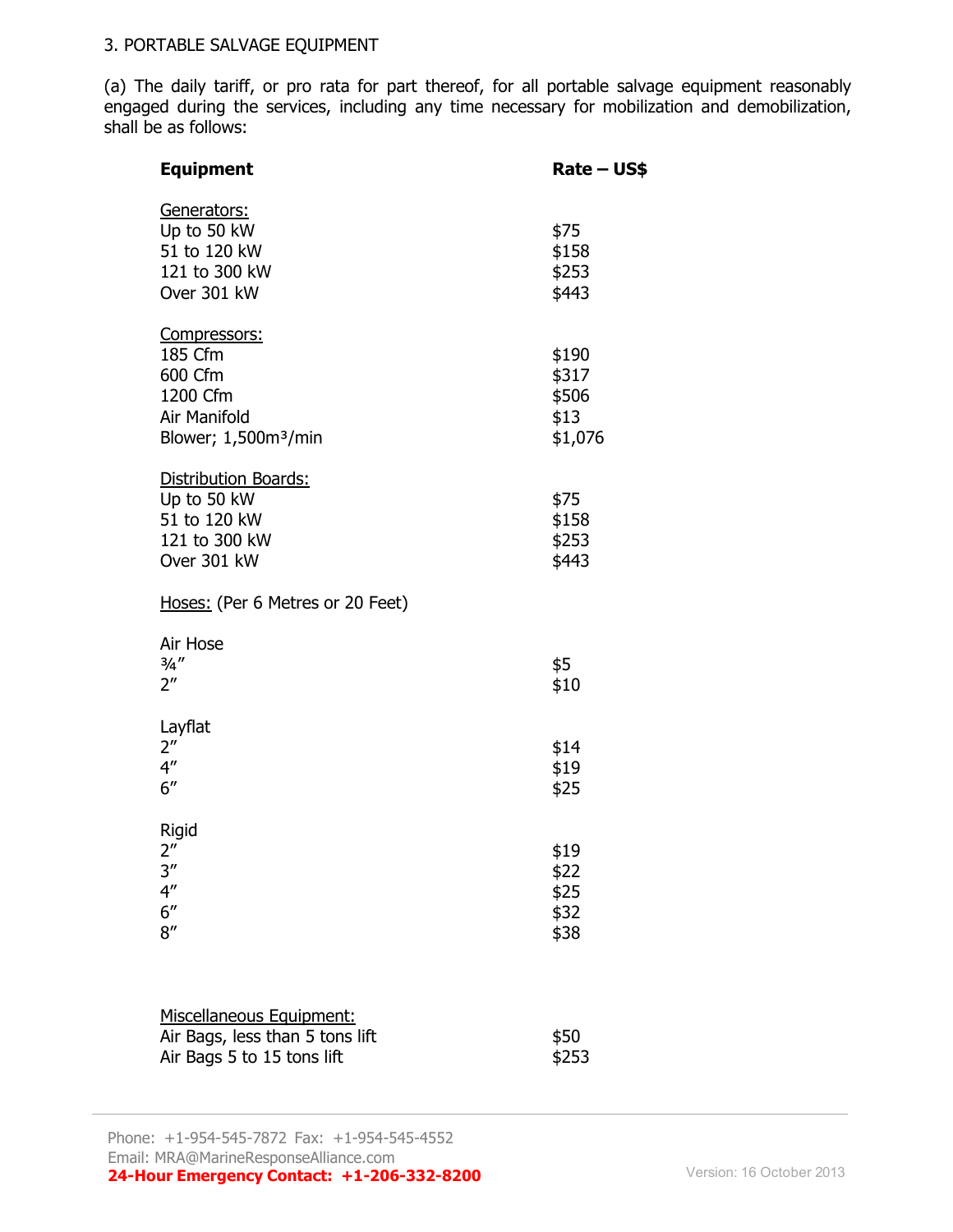3. PORTABLE SALVAGE EQUIPMENT

(a) The daily tariff, or pro rata for part thereof, for all portable salvage equipment reasonably engaged during the services, including any time necessary for mobilization and demobilization, shall be as follows:

| **Equipment** | **Rate – US$** |
|---|---|
| <u>Generators:</u> | |
| Up to 50 kW | $75 |
| 51 to 120 kW | $158 |
| 121 to 300 kW | $253 |
| Over 301 kW | $443 |
| <u>Compressors:</u> | |
| 185 Cfm | $190 |
| 600 Cfm | $317 |
| 1200 Cfm | $506 |
| Air Manifold | $13 |
| Blower; 1,500m³/min | $1,076 |
| <u>Distribution Boards:</u> | |
| Up to 50 kW | $75 |
| 51 to 120 kW | $158 |
| 121 to 300 kW | $253 |
| Over 301 kW | $443 |
| <u>Hoses:</u> (Per 6 Metres or 20 Feet) | |
| Air Hose | |
| ¾″ | $5 |
| 2″ | $10 |
| Layflat | |
| 2″ | $14 |
| 4″ | $19 |
| 6″ | $25 |
| Rigid | |
| 2″ | $19 |
| 3″ | $22 |
| 4″ | $25 |
| 6″ | $32 |
| 8″ | $38 |
| <u>Miscellaneous Equipment:</u> | |
| Air Bags, less than 5 tons lift | $50 |
| Air Bags 5 to 15 tons lift | $253 |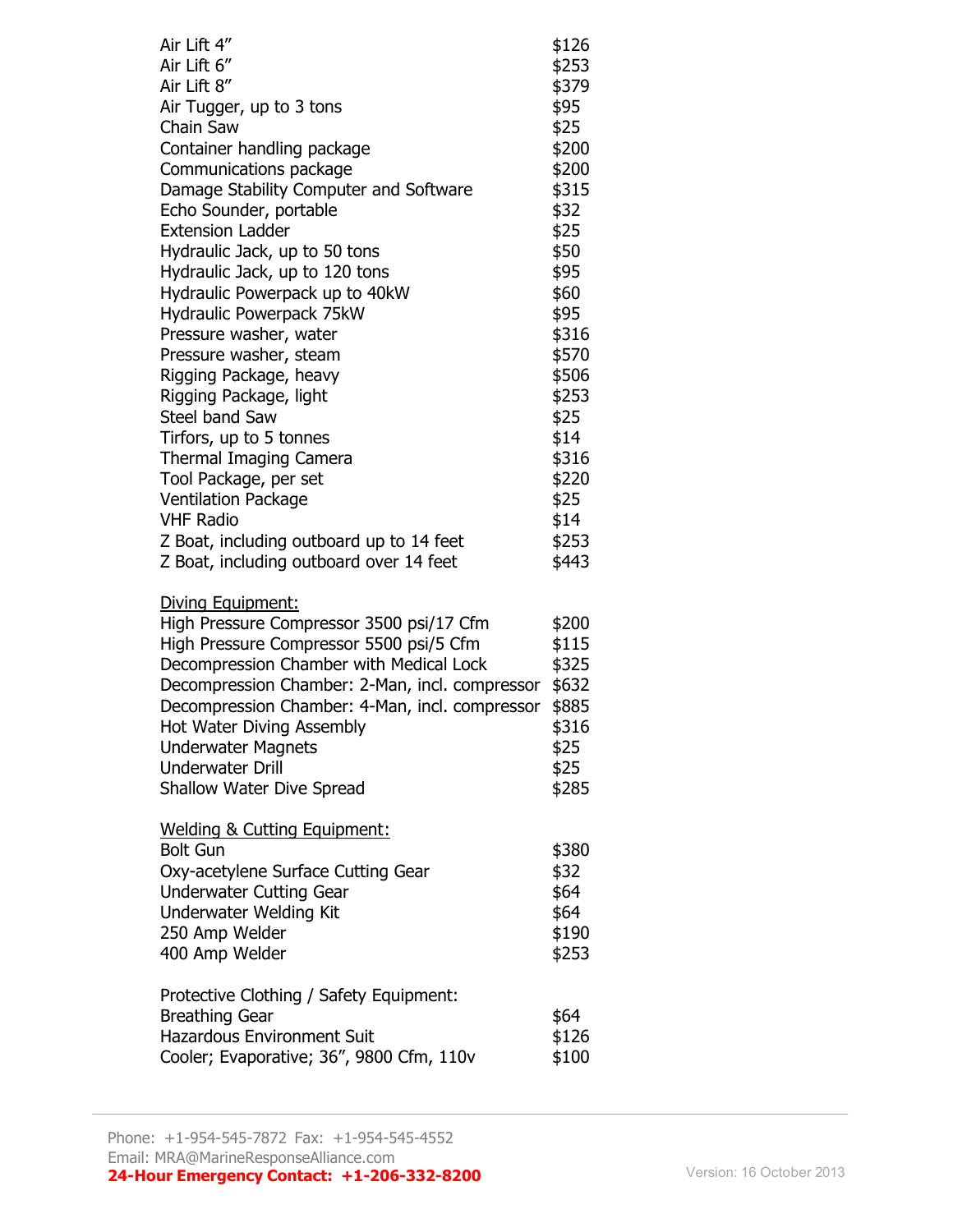| | |
|---|---|
| Air Lift 4” | $126 |
| Air Lift 6” | $253 |
| Air Lift 8” | $379 |
| Air Tugger, up to 3 tons | $95 |
| Chain Saw | $25 |
| Container handling package | $200 |
| Communications package | $200 |
| Damage Stability Computer and Software | $315 |
| Echo Sounder, portable | $32 |
| Extension Ladder | $25 |
| Hydraulic Jack, up to 50 tons | $50 |
| Hydraulic Jack, up to 120 tons | $95 |
| Hydraulic Powerpack up to 40kW | $60 |
| Hydraulic Powerpack 75kW | $95 |
| Pressure washer, water | $316 |
| Pressure washer, steam | $570 |
| Rigging Package, heavy | $506 |
| Rigging Package, light | $253 |
| Steel band Saw | $25 |
| Tirfors, up to 5 tonnes | $14 |
| Thermal Imaging Camera | $316 |
| Tool Package, per set | $220 |
| Ventilation Package | $25 |
| VHF Radio | $14 |
| Z Boat, including outboard up to 14 feet | $253 |
| Z Boat, including outboard over 14 feet | $443 |

<u>Diving Equipment:</u>

| | |
|---|---|
| High Pressure Compressor 3500 psi/17 Cfm | $200 |
| High Pressure Compressor 5500 psi/5 Cfm | $115 |
| Decompression Chamber with Medical Lock | $325 |
| Decompression Chamber: 2-Man, incl. compressor | $632 |
| Decompression Chamber: 4-Man, incl. compressor | $885 |
| Hot Water Diving Assembly | $316 |
| Underwater Magnets | $25 |
| Underwater Drill | $25 |
| Shallow Water Dive Spread | $285 |

<u>Welding & Cutting Equipment:</u>

| | |
|---|---|
| Bolt Gun | $380 |
| Oxy-acetylene Surface Cutting Gear | $32 |
| Underwater Cutting Gear | $64 |
| Underwater Welding Kit | $64 |
| 250 Amp Welder | $190 |
| 400 Amp Welder | $253 |

Protective Clothing / Safety Equipment:

| | |
|---|---|
| Breathing Gear | $64 |
| Hazardous Environment Suit | $126 |
| Cooler; Evaporative; 36”, 9800 Cfm, 110v | $100 |

Phone: +1-954-545-7872 Fax: +1-954-545-4552
Email: MRA@MarineResponseAlliance.com
**24-Hour Emergency Contact: +1-206-332-8200**

Version: 16 October 2013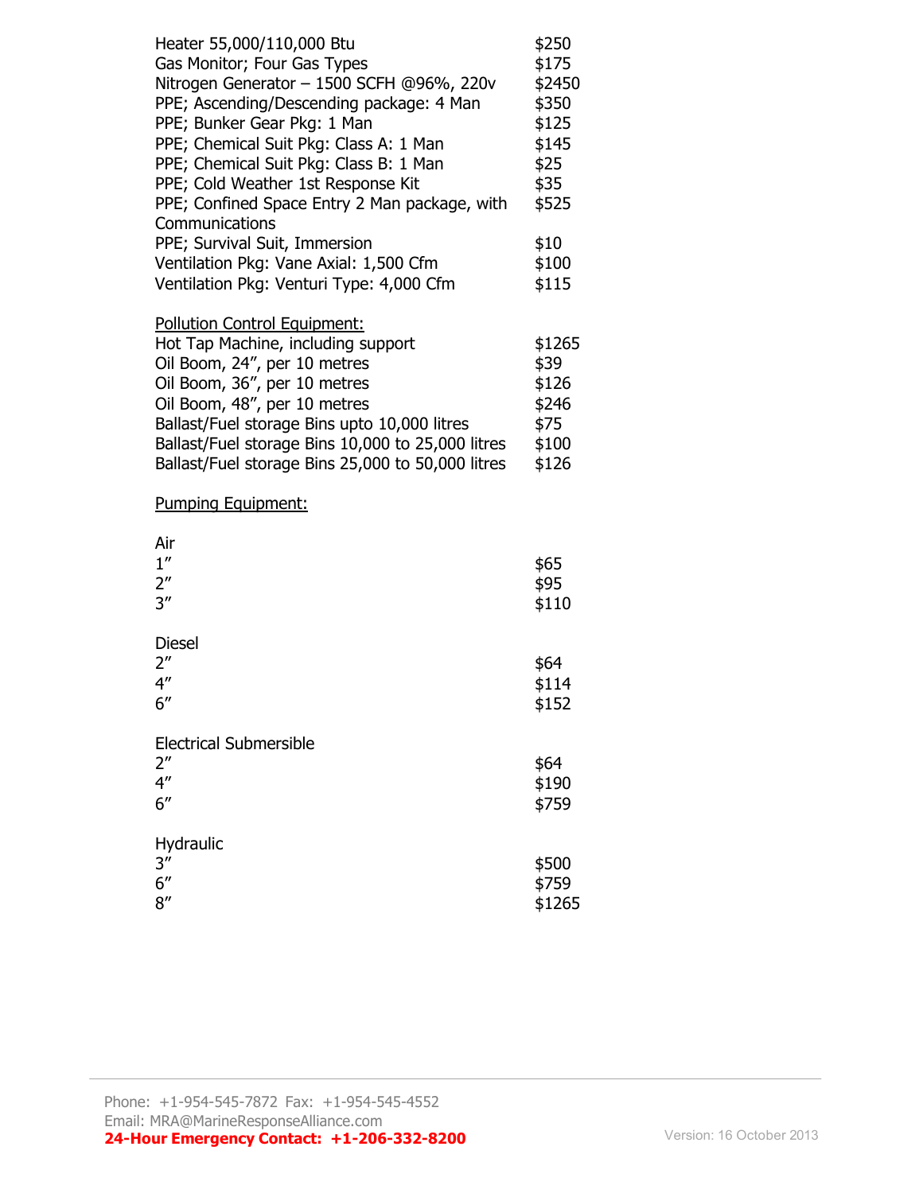| | |
|---|---|
| Heater 55,000/110,000 Btu | $250 |
| Gas Monitor; Four Gas Types | $175 |
| Nitrogen Generator – 1500 SCFH @96%, 220v | $2450 |
| PPE; Ascending/Descending package: 4 Man | $350 |
| PPE; Bunker Gear Pkg: 1 Man | $125 |
| PPE; Chemical Suit Pkg: Class A: 1 Man | $145 |
| PPE; Chemical Suit Pkg: Class B: 1 Man | $25 |
| PPE; Cold Weather 1st Response Kit | $35 |
| PPE; Confined Space Entry 2 Man package, with Communications | $525 |
| PPE; Survival Suit, Immersion | $10 |
| Ventilation Pkg: Vane Axial: 1,500 Cfm | $100 |
| Ventilation Pkg: Venturi Type: 4,000 Cfm | $115 |

<u>Pollution Control Equipment:</u>

| | |
|---|---|
| Hot Tap Machine, including support | $1265 |
| Oil Boom, 24", per 10 metres | $39 |
| Oil Boom, 36", per 10 metres | $126 |
| Oil Boom, 48", per 10 metres | $246 |
| Ballast/Fuel storage Bins upto 10,000 litres | $75 |
| Ballast/Fuel storage Bins 10,000 to 25,000 litres | $100 |
| Ballast/Fuel storage Bins 25,000 to 50,000 litres | $126 |

<u>Pumping Equipment:</u>

Air

| | |
|---|---|
| 1" | $65 |
| 2" | $95 |
| 3" | $110 |

Diesel

| | |
|---|---|
| 2" | $64 |
| 4" | $114 |
| 6" | $152 |

Electrical Submersible

| | |
|---|---|
| 2" | $64 |
| 4" | $190 |
| 6" | $759 |

Hydraulic

| | |
|---|---|
| 3" | $500 |
| 6" | $759 |
| 8" | $1265 |

Phone: +1-954-545-7872 Fax: +1-954-545-4552
Email: MRA@MarineResponseAlliance.com
**24-Hour Emergency Contact: +1-206-332-8200**

Version: 16 October 2013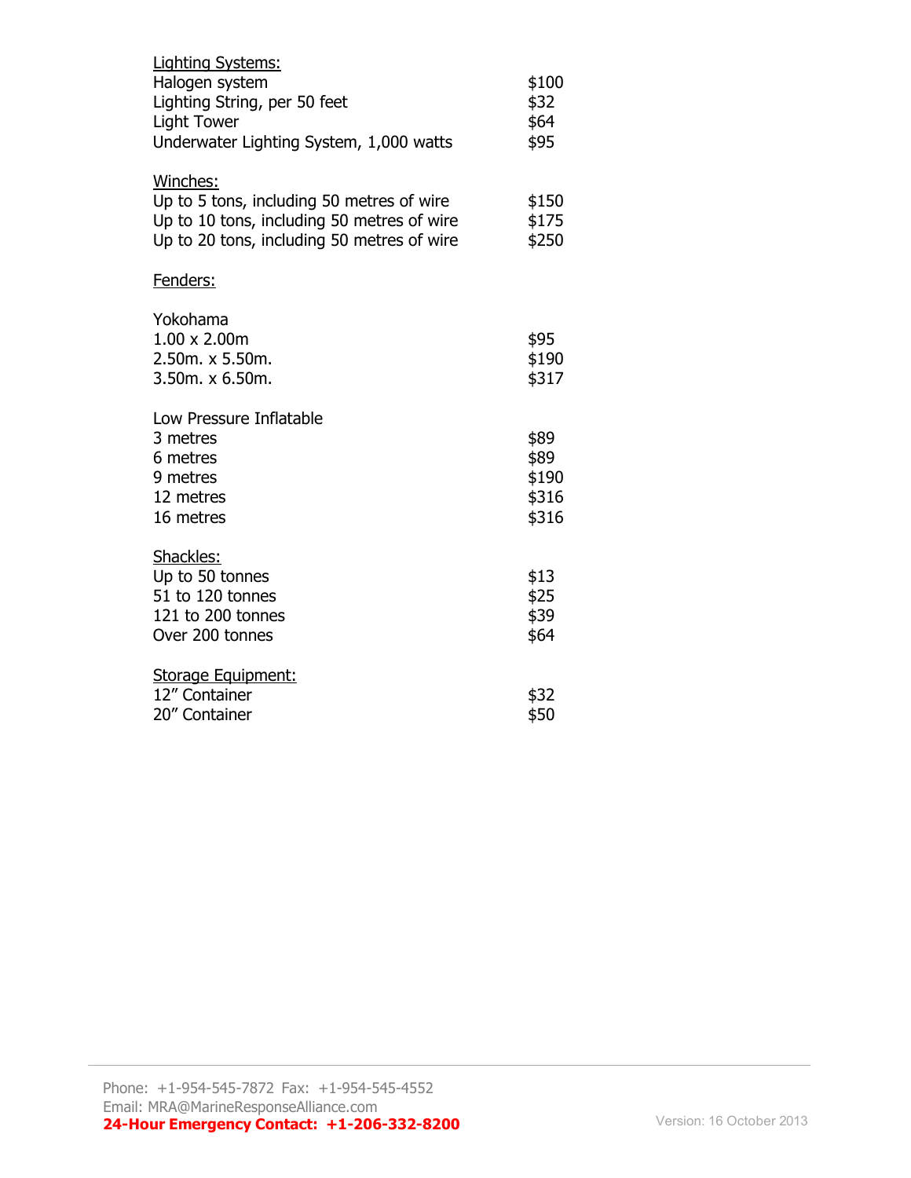Lighting Systems:

| | |
|---|---|
| Halogen system | $100 |
| Lighting String, per 50 feet | $32 |
| Light Tower | $64 |
| Underwater Lighting System, 1,000 watts | $95 |

Winches:

| | |
|---|---|
| Up to 5 tons, including 50 metres of wire | $150 |
| Up to 10 tons, including 50 metres of wire | $175 |
| Up to 20 tons, including 50 metres of wire | $250 |

Fenders:

Yokohama

| | |
|---|---|
| 1.00 x 2.00m | $95 |
| 2.50m. x 5.50m. | $190 |
| 3.50m. x 6.50m. | $317 |

Low Pressure Inflatable

| | |
|---|---|
| 3 metres | $89 |
| 6 metres | $89 |
| 9 metres | $190 |
| 12 metres | $316 |
| 16 metres | $316 |

Shackles:

| | |
|---|---|
| Up to 50 tonnes | $13 |
| 51 to 120 tonnes | $25 |
| 121 to 200 tonnes | $39 |
| Over 200 tonnes | $64 |

Storage Equipment:

| | |
|---|---|
| 12" Container | $32 |
| 20" Container | $50 |

Phone: +1-954-545-7872 Fax: +1-954-545-4552
Email: MRA@MarineResponseAlliance.com
**24-Hour Emergency Contact: +1-206-332-8200**

Version: 16 October 2013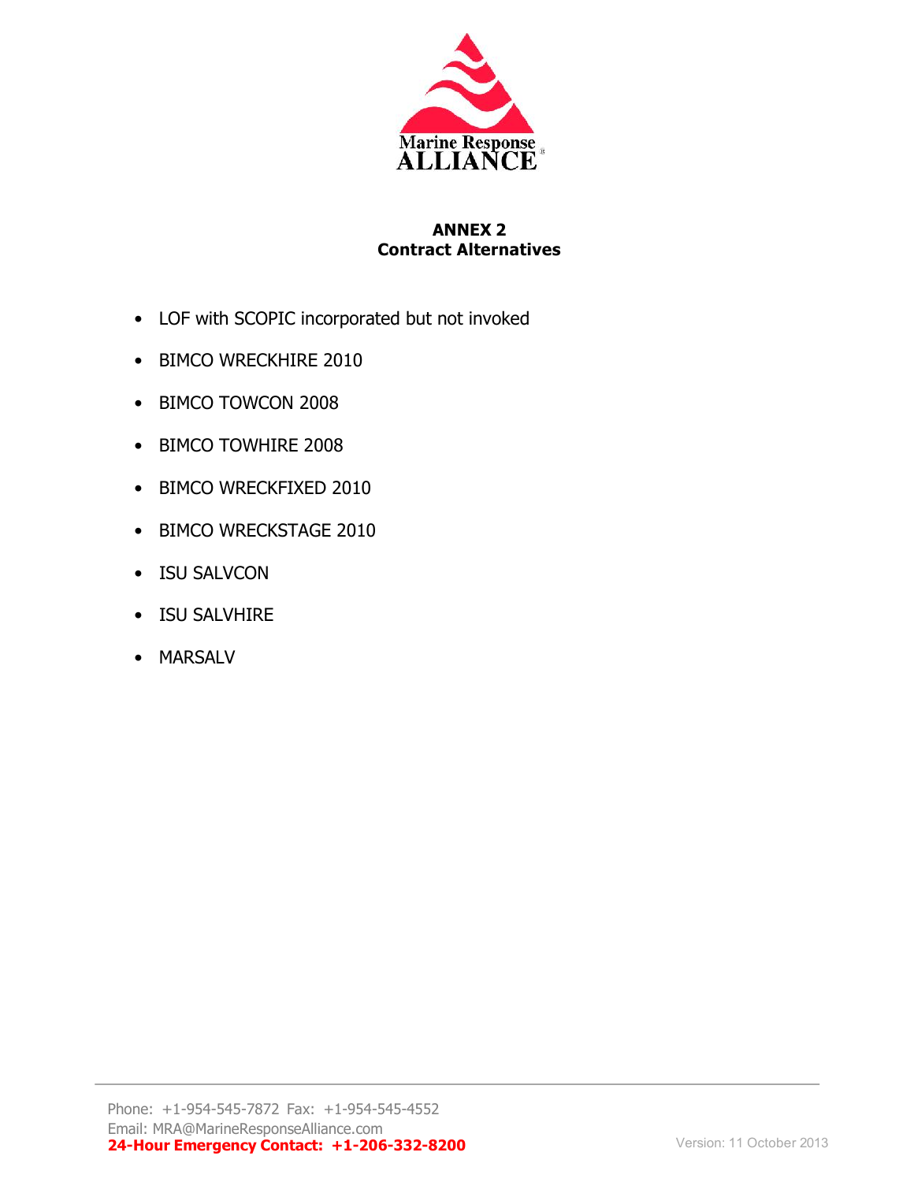## ANNEX 2
## Contract Alternatives

- LOF with SCOPIC incorporated but not invoked
- BIMCO WRECKHIRE 2010
- BIMCO TOWCON 2008
- BIMCO TOWHIRE 2008
- BIMCO WRECKFIXED 2010
- BIMCO WRECKSTAGE 2010
- ISU SALVCON
- ISU SALVHIRE
- MARSALV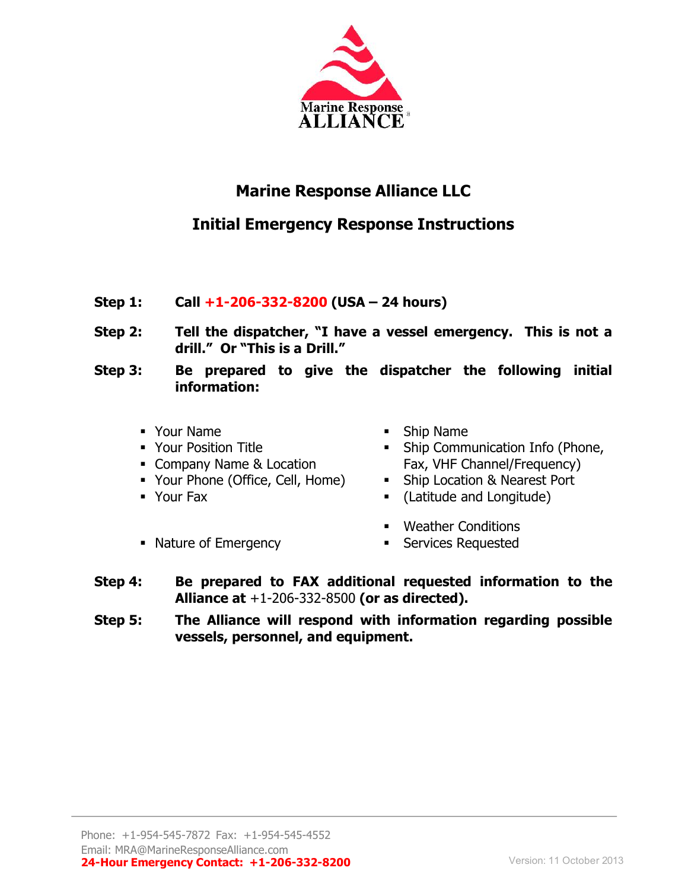Marine Response ALLIANCE

# Marine Response Alliance LLC

## Initial Emergency Response Instructions

**Step 1:** **Call +1-206-332-8200 (USA – 24 hours)**

**Step 2:** **Tell the dispatcher, "I have a vessel emergency. This is not a drill." Or "This is a Drill."**

**Step 3:** **Be prepared to give the dispatcher the following initial information:**

- Your Name
- Your Position Title
- Company Name & Location
- Your Phone (Office, Cell, Home)
- Your Fax
- Nature of Emergency
- Ship Name
- Ship Communication Info (Phone, Fax, VHF Channel/Frequency)
- Ship Location & Nearest Port
- (Latitude and Longitude)
- Weather Conditions
- Services Requested

**Step 4:** **Be prepared to FAX additional requested information to the Alliance at** +1-206-332-8500 **(or as directed).**

**Step 5:** **The Alliance will respond with information regarding possible vessels, personnel, and equipment.**

Phone: +1-954-545-7872 Fax: +1-954-545-4552
Email: MRA@MarineResponseAlliance.com
**24-Hour Emergency Contact: +1-206-332-8200**

Version: 11 October 2013